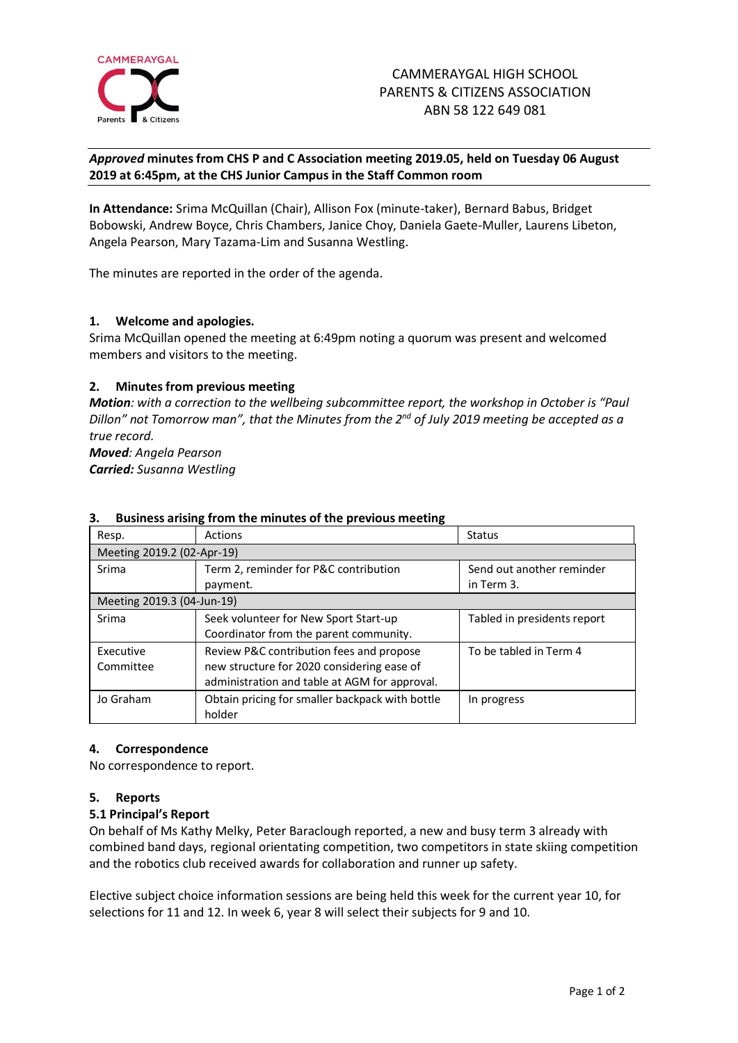CAMMERAYGAL HIGH SCHOOL
PARENTS & CITIZENS ASSOCIATION
ABN 58 122 649 081

***Approved* minutes from CHS P and C Association meeting 2019.05, held on Tuesday 06 August 2019 at 6:45pm, at the CHS Junior Campus in the Staff Common room**

**In Attendance:** Srima McQuillan (Chair), Allison Fox (minute-taker), Bernard Babus, Bridget Bobowski, Andrew Boyce, Chris Chambers, Janice Choy, Daniela Gaete-Muller, Laurens Libeton, Angela Pearson, Mary Tazama-Lim and Susanna Westling.

The minutes are reported in the order of the agenda.

### 1. Welcome and apologies.

Srima McQuillan opened the meeting at 6:49pm noting a quorum was present and welcomed members and visitors to the meeting.

### 2. Minutes from previous meeting

***Motion**: with a correction to the wellbeing subcommittee report, the workshop in October is "Paul Dillon" not Tomorrow man", that the Minutes from the 2nd of July 2019 meeting be accepted as a true record.*

***Moved**: Angela Pearson*

***Carried:** Susanna Westling*

### 3. Business arising from the minutes of the previous meeting

| Resp. | Actions | Status |
|---|---|---|
| Meeting 2019.2 (02-Apr-19) | | |
| Srima | Term 2, reminder for P&C contribution payment. | Send out another reminder in Term 3. |
| Meeting 2019.3 (04-Jun-19) | | |
| Srima | Seek volunteer for New Sport Start-up Coordinator from the parent community. | Tabled in presidents report |
| Executive Committee | Review P&C contribution fees and propose new structure for 2020 considering ease of administration and table at AGM for approval. | To be tabled in Term 4 |
| Jo Graham | Obtain pricing for smaller backpack with bottle holder | In progress |

### 4. Correspondence

No correspondence to report.

### 5. Reports

#### 5.1 Principal's Report

On behalf of Ms Kathy Melky, Peter Baraclough reported, a new and busy term 3 already with combined band days, regional orientating competition, two competitors in state skiing competition and the robotics club received awards for collaboration and runner up safety.

Elective subject choice information sessions are being held this week for the current year 10, for selections for 11 and 12. In week 6, year 8 will select their subjects for 9 and 10.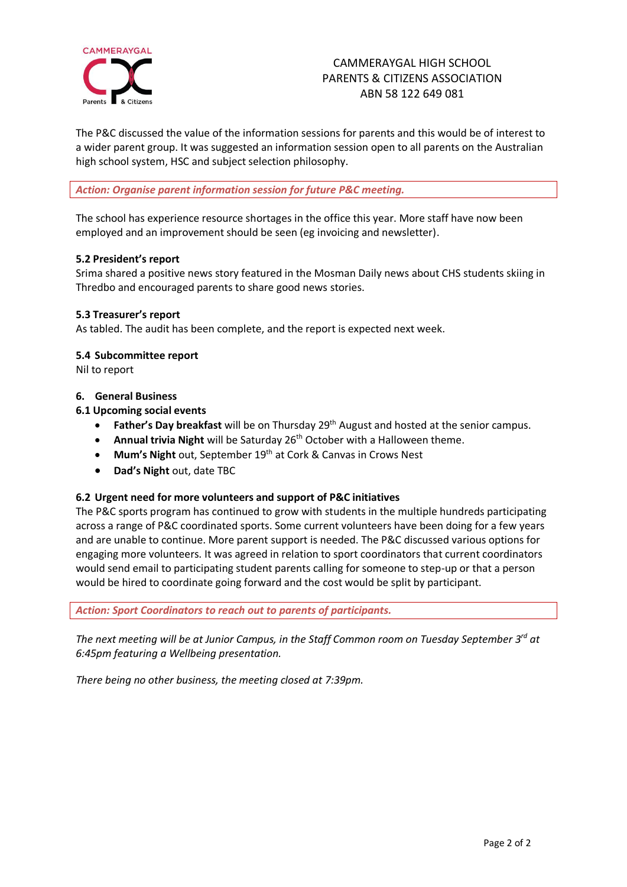CAMMERAYGAL HIGH SCHOOL
PARENTS & CITIZENS ASSOCIATION
ABN 58 122 649 081

The P&C discussed the value of the information sessions for parents and this would be of interest to a wider parent group. It was suggested an information session open to all parents on the Australian high school system, HSC and subject selection philosophy.

*Action: Organise parent information session for future P&C meeting.*

The school has experience resource shortages in the office this year. More staff have now been employed and an improvement should be seen (eg invoicing and newsletter).

**5.2 President's report**
Srima shared a positive news story featured in the Mosman Daily news about CHS students skiing in Thredbo and encouraged parents to share good news stories.

**5.3 Treasurer's report**
As tabled. The audit has been complete, and the report is expected next week.

**5.4 Subcommittee report**
Nil to report

**6. General Business**

**6.1 Upcoming social events**

- **Father's Day breakfast** will be on Thursday 29th August and hosted at the senior campus.
- **Annual trivia Night** will be Saturday 26th October with a Halloween theme.
- **Mum's Night** out, September 19th at Cork & Canvas in Crows Nest
- **Dad's Night** out, date TBC

**6.2 Urgent need for more volunteers and support of P&C initiatives**
The P&C sports program has continued to grow with students in the multiple hundreds participating across a range of P&C coordinated sports. Some current volunteers have been doing for a few years and are unable to continue. More parent support is needed. The P&C discussed various options for engaging more volunteers. It was agreed in relation to sport coordinators that current coordinators would send email to participating student parents calling for someone to step-up or that a person would be hired to coordinate going forward and the cost would be split by participant.

*Action: Sport Coordinators to reach out to parents of participants.*

*The next meeting will be at Junior Campus, in the Staff Common room on Tuesday September 3rd at 6:45pm featuring a Wellbeing presentation.*

*There being no other business, the meeting closed at 7:39pm.*